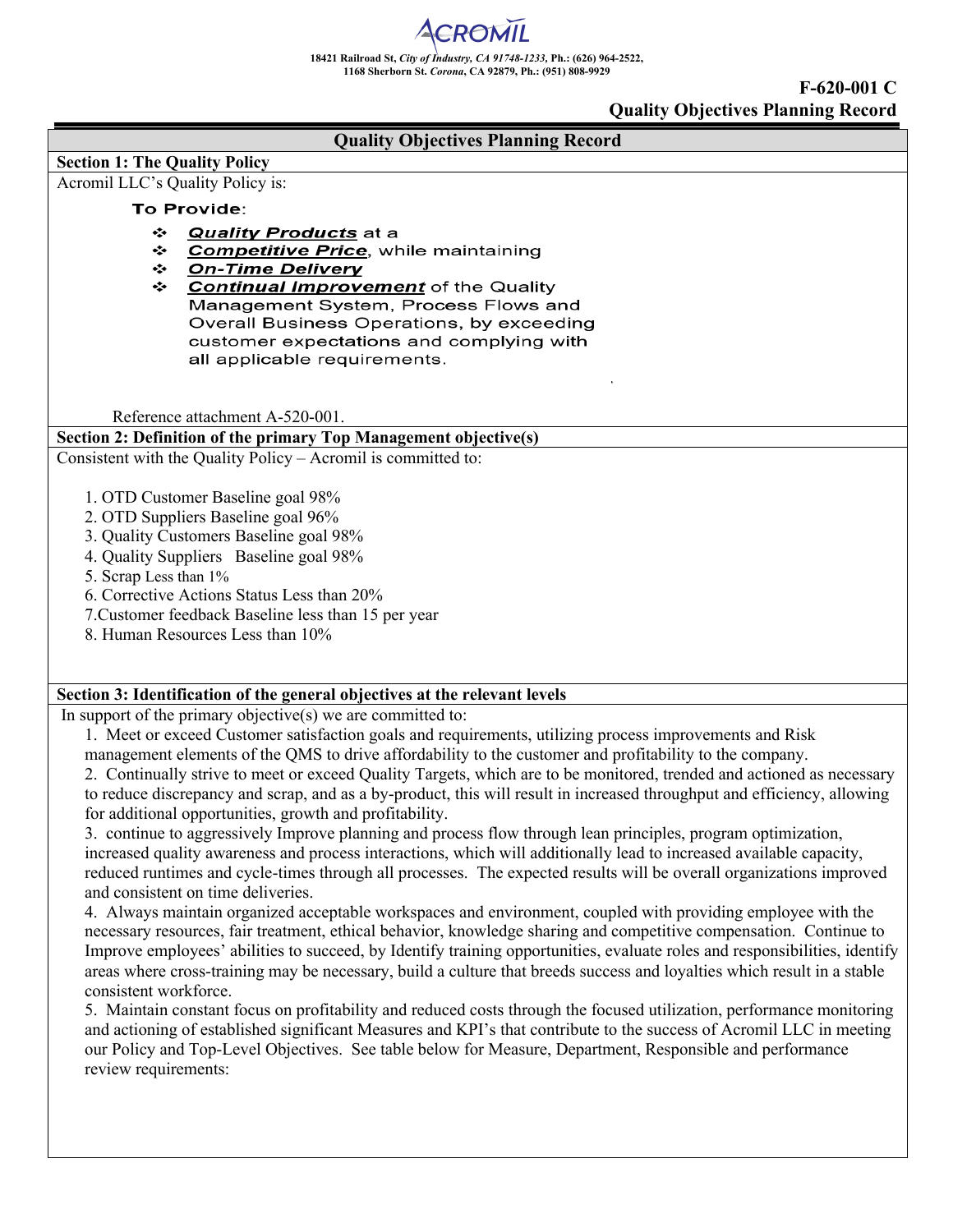ACROMIL

18421 Railroad St, *City of Industry, CA 91748-1233*, Ph.: (626) 964-2522,
1168 Sherborn St. *Corona*, CA 92879, Ph.: (951) 808-9929

**F-620-001 C**
**Quality Objectives Planning Record**

## Quality Objectives Planning Record

### Section 1: The Quality Policy

Acromil LLC's Quality Policy is:

**To Provide**:

- ***Quality Products*** at a
- ***Competitive Price***, while maintaining
- ***On-Time Delivery***
- ***Continual Improvement*** of the Quality Management System, Process Flows and Overall Business Operations, by exceeding customer expectations and complying with all applicable requirements.

Reference attachment A-520-001.

### Section 2: Definition of the primary Top Management objective(s)

Consistent with the Quality Policy – Acromil is committed to:

1. OTD Customer Baseline goal 98%
2. OTD Suppliers Baseline goal 96%
3. Quality Customers Baseline goal 98%
4. Quality Suppliers Baseline goal 98%
5. Scrap Less than 1%
6. Corrective Actions Status Less than 20%
7. Customer feedback Baseline less than 15 per year
8. Human Resources Less than 10%

### Section 3: Identification of the general objectives at the relevant levels

In support of the primary objective(s) we are committed to:

1. Meet or exceed Customer satisfaction goals and requirements, utilizing process improvements and Risk management elements of the QMS to drive affordability to the customer and profitability to the company.
2. Continually strive to meet or exceed Quality Targets, which are to be monitored, trended and actioned as necessary to reduce discrepancy and scrap, and as a by-product, this will result in increased throughput and efficiency, allowing for additional opportunities, growth and profitability.
3. continue to aggressively Improve planning and process flow through lean principles, program optimization, increased quality awareness and process interactions, which will additionally lead to increased available capacity, reduced runtimes and cycle-times through all processes. The expected results will be overall organizations improved and consistent on time deliveries.
4. Always maintain organized acceptable workspaces and environment, coupled with providing employee with the necessary resources, fair treatment, ethical behavior, knowledge sharing and competitive compensation. Continue to Improve employees' abilities to succeed, by Identify training opportunities, evaluate roles and responsibilities, identify areas where cross-training may be necessary, build a culture that breeds success and loyalties which result in a stable consistent workforce.
5. Maintain constant focus on profitability and reduced costs through the focused utilization, performance monitoring and actioning of established significant Measures and KPI's that contribute to the success of Acromil LLC in meeting our Policy and Top-Level Objectives. See table below for Measure, Department, Responsible and performance review requirements: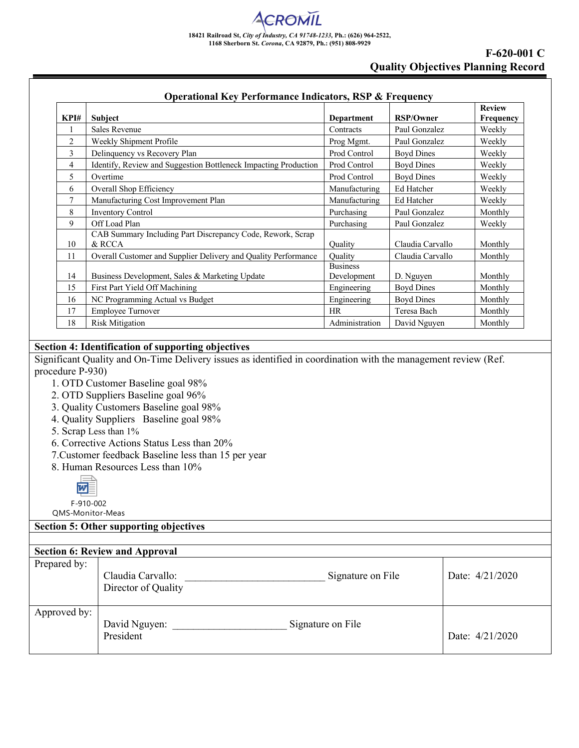ACROMIL

18421 Railroad St, *City of Industry, CA 91748-1233*, Ph.: (626) 964-2522,
1168 Sherborn St. *Corona*, CA 92879, Ph.: (951) 808-9929

**F-620-001 C**
**Quality Objectives Planning Record**

### Operational Key Performance Indicators, RSP & Frequency

| KPI# | Subject | Department | RSP/Owner | Review Frequency |
|---|---|---|---|---|
| 1 | Sales Revenue | Contracts | Paul Gonzalez | Weekly |
| 2 | Weekly Shipment Profile | Prog Mgmt. | Paul Gonzalez | Weekly |
| 3 | Delinquency vs Recovery Plan | Prod Control | Boyd Dines | Weekly |
| 4 | Identify, Review and Suggestion Bottleneck Impacting Production | Prod Control | Boyd Dines | Weekly |
| 5 | Overtime | Prod Control | Boyd Dines | Weekly |
| 6 | Overall Shop Efficiency | Manufacturing | Ed Hatcher | Weekly |
| 7 | Manufacturing Cost Improvement Plan | Manufacturing | Ed Hatcher | Weekly |
| 8 | Inventory Control | Purchasing | Paul Gonzalez | Monthly |
| 9 | Off Load Plan | Purchasing | Paul Gonzalez | Weekly |
| 10 | CAB Summary Including Part Discrepancy Code, Rework, Scrap & RCCA | Quality | Claudia Carvallo | Monthly |
| 11 | Overall Customer and Supplier Delivery and Quality Performance | Quality | Claudia Carvallo | Monthly |
| 14 | Business Development, Sales & Marketing Update | Business Development | D. Nguyen | Monthly |
| 15 | First Part Yield Off Machining | Engineering | Boyd Dines | Monthly |
| 16 | NC Programming Actual vs Budget | Engineering | Boyd Dines | Monthly |
| 17 | Employee Turnover | HR | Teresa Bach | Monthly |
| 18 | Risk Mitigation | Administration | David Nguyen | Monthly |

**Section 4: Identification of supporting objectives**

Significant Quality and On-Time Delivery issues as identified in coordination with the management review (Ref. procedure P-930)

1. OTD Customer Baseline goal 98%
2. OTD Suppliers Baseline goal 96%
3. Quality Customers Baseline goal 98%
4. Quality Suppliers Baseline goal 98%
5. Scrap Less than 1%
6. Corrective Actions Status Less than 20%
7. Customer feedback Baseline less than 15 per year
8. Human Resources Less than 10%

F-910-002
QMS-Monitor-Meas

**Section 5: Other supporting objectives**

**Section 6: Review and Approval**

| | | |
|---|---|---|
| Prepared by: | Claudia Carvallo: ___________________________ Signature on File<br>Director of Quality | Date: 4/21/2020 |
| Approved by: | David Nguyen: ______________________ Signature on File<br>President | Date: 4/21/2020 |